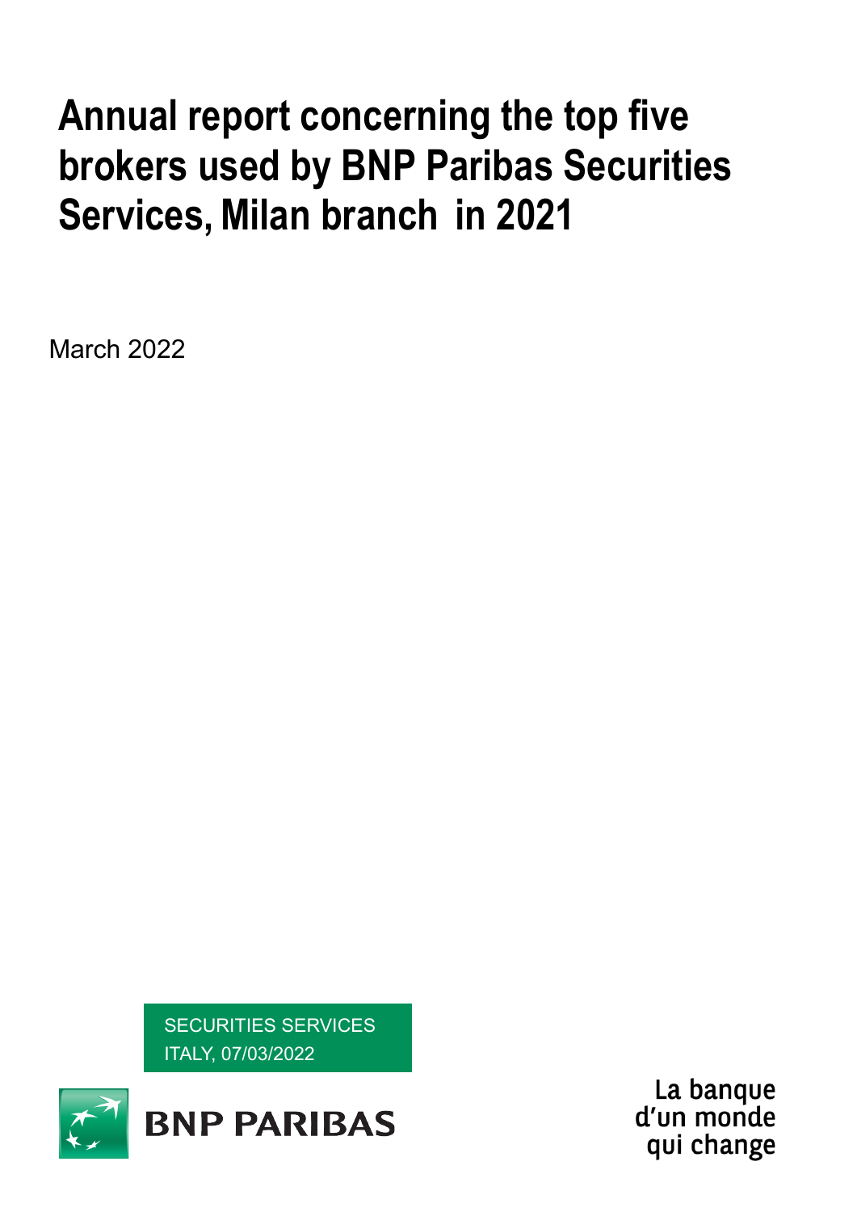# Annual report concerning the top five brokers used by BNP Paribas Securities Services, Milan branch in 2021

March 2022

SECURITIES SERVICES
ITALY, 07/03/2022

BNP PARIBAS

La banque
d'un monde
qui change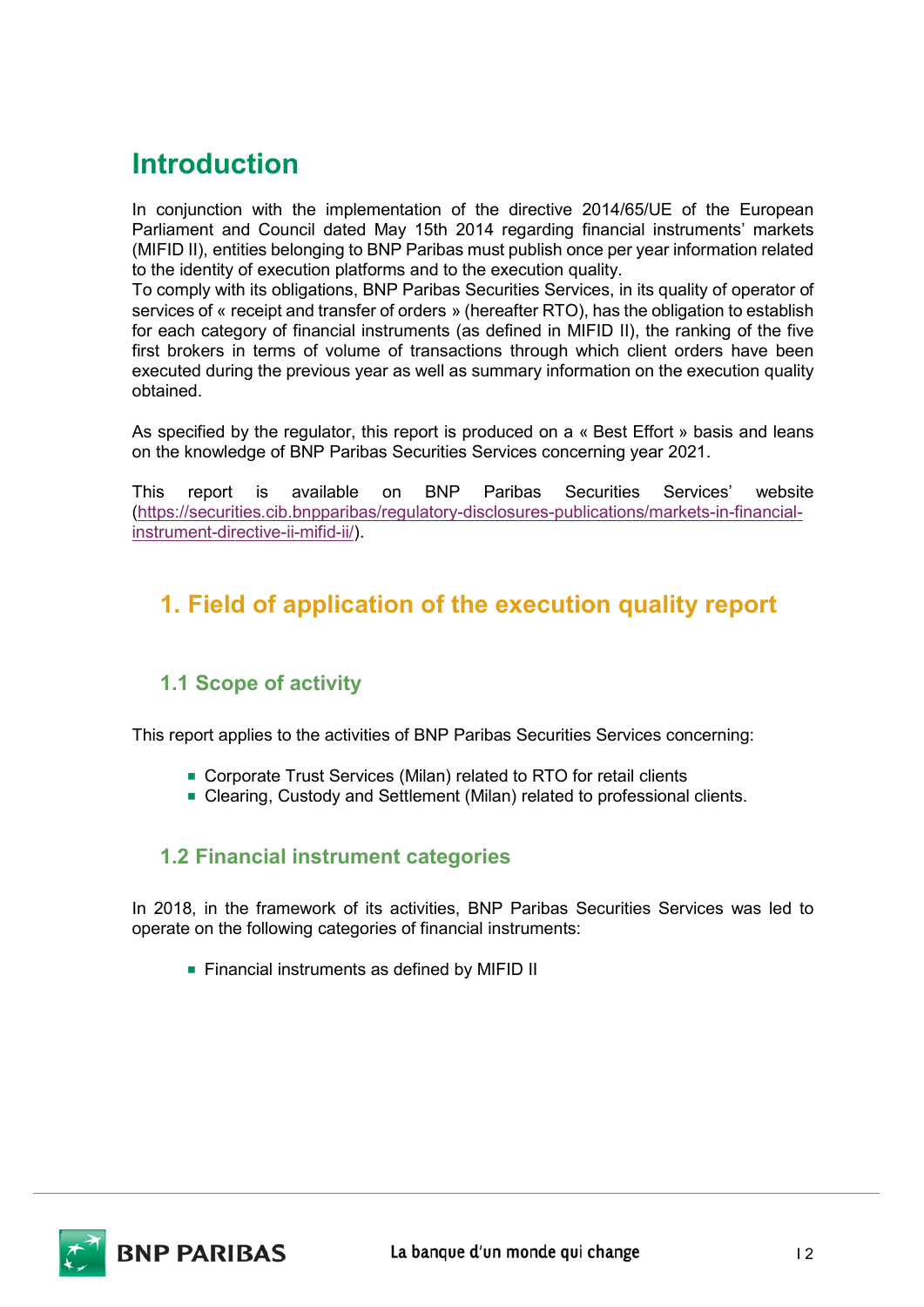# Introduction

In conjunction with the implementation of the directive 2014/65/UE of the European Parliament and Council dated May 15th 2014 regarding financial instruments' markets (MIFID II), entities belonging to BNP Paribas must publish once per year information related to the identity of execution platforms and to the execution quality.
To comply with its obligations, BNP Paribas Securities Services, in its quality of operator of services of « receipt and transfer of orders » (hereafter RTO), has the obligation to establish for each category of financial instruments (as defined in MIFID II), the ranking of the five first brokers in terms of volume of transactions through which client orders have been executed during the previous year as well as summary information on the execution quality obtained.

As specified by the regulator, this report is produced on a « Best Effort » basis and leans on the knowledge of BNP Paribas Securities Services concerning year 2021.

This report is available on BNP Paribas Securities Services' website (https://securities.cib.bnpparibas/regulatory-disclosures-publications/markets-in-financial-instrument-directive-ii-mifid-ii/).

## 1. Field of application of the execution quality report

### 1.1 Scope of activity

This report applies to the activities of BNP Paribas Securities Services concerning:

- Corporate Trust Services (Milan) related to RTO for retail clients
- Clearing, Custody and Settlement (Milan) related to professional clients.

### 1.2 Financial instrument categories

In 2018, in the framework of its activities, BNP Paribas Securities Services was led to operate on the following categories of financial instruments:

- Financial instruments as defined by MIFID II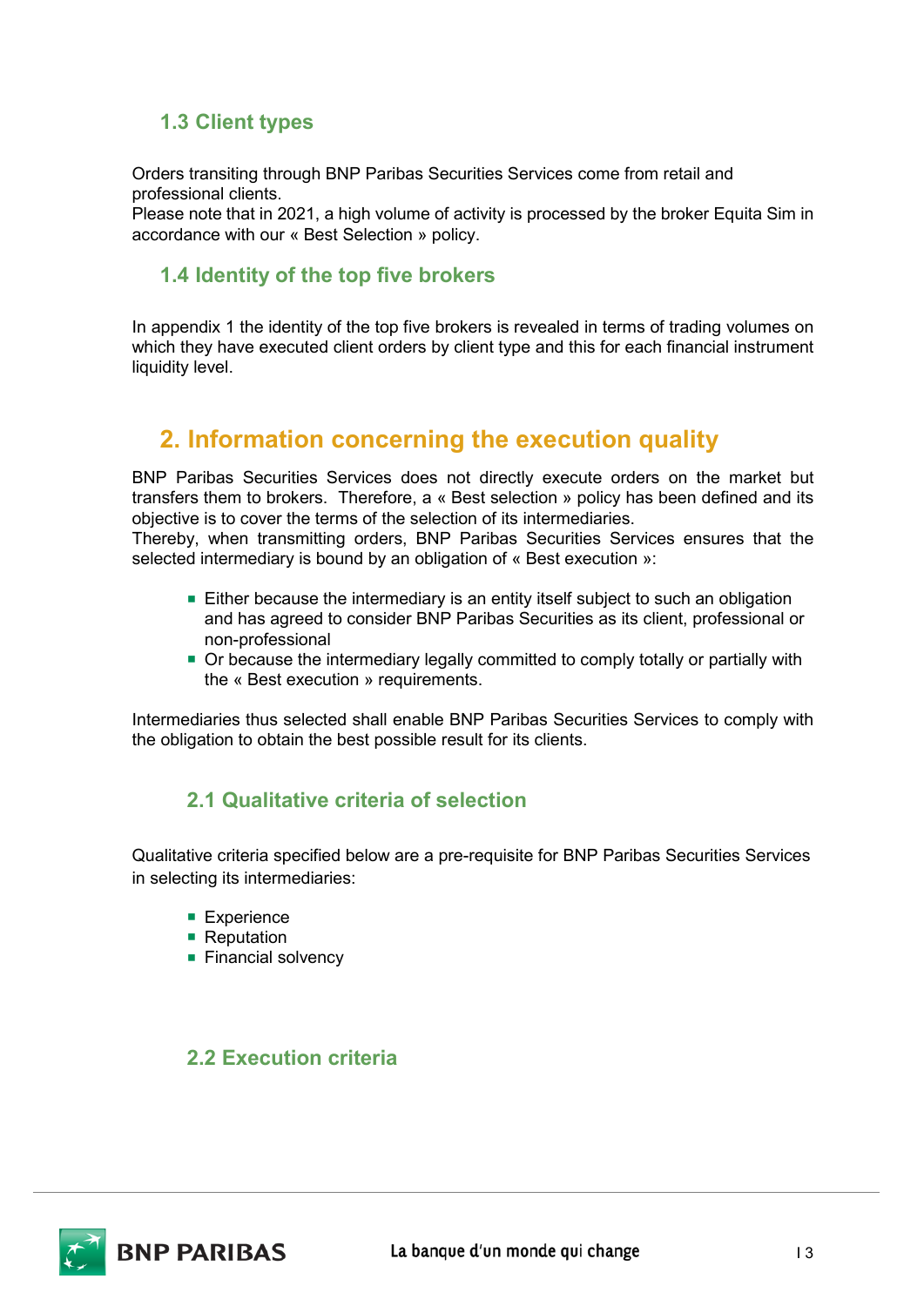### 1.3 Client types

Orders transiting through BNP Paribas Securities Services come from retail and professional clients.
Please note that in 2021, a high volume of activity is processed by the broker Equita Sim in accordance with our « Best Selection » policy.

### 1.4 Identity of the top five brokers

In appendix 1 the identity of the top five brokers is revealed in terms of trading volumes on which they have executed client orders by client type and this for each financial instrument liquidity level.

## 2. Information concerning the execution quality

BNP Paribas Securities Services does not directly execute orders on the market but transfers them to brokers. Therefore, a « Best selection » policy has been defined and its objective is to cover the terms of the selection of its intermediaries.
Thereby, when transmitting orders, BNP Paribas Securities Services ensures that the selected intermediary is bound by an obligation of « Best execution »:

- Either because the intermediary is an entity itself subject to such an obligation and has agreed to consider BNP Paribas Securities as its client, professional or non-professional
- Or because the intermediary legally committed to comply totally or partially with the « Best execution » requirements.

Intermediaries thus selected shall enable BNP Paribas Securities Services to comply with the obligation to obtain the best possible result for its clients.

### 2.1 Qualitative criteria of selection

Qualitative criteria specified below are a pre-requisite for BNP Paribas Securities Services in selecting its intermediaries:

- Experience
- Reputation
- Financial solvency

### 2.2 Execution criteria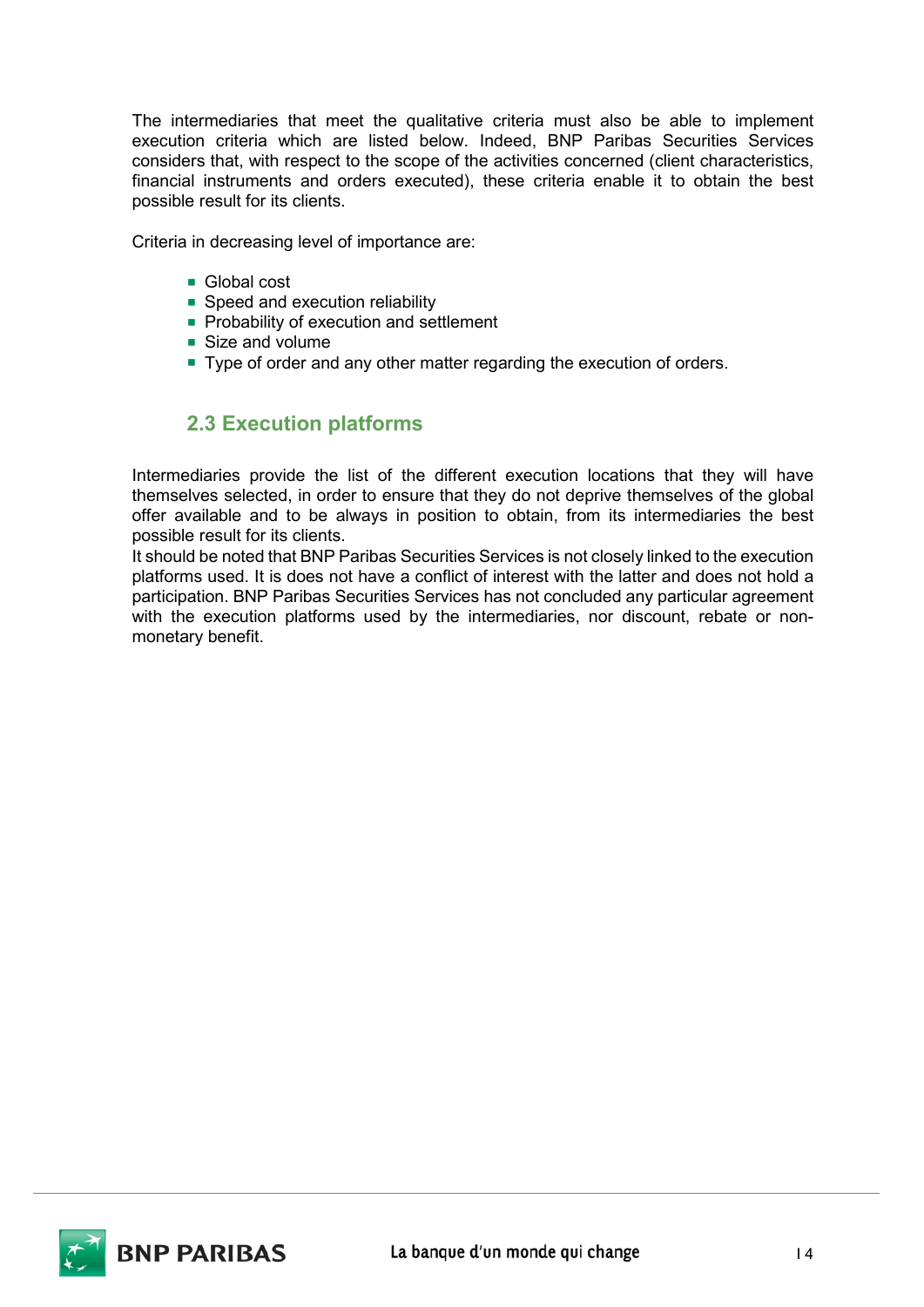The intermediaries that meet the qualitative criteria must also be able to implement execution criteria which are listed below. Indeed, BNP Paribas Securities Services considers that, with respect to the scope of the activities concerned (client characteristics, financial instruments and orders executed), these criteria enable it to obtain the best possible result for its clients.

Criteria in decreasing level of importance are:

- Global cost
- Speed and execution reliability
- Probability of execution and settlement
- Size and volume
- Type of order and any other matter regarding the execution of orders.

## 2.3 Execution platforms

Intermediaries provide the list of the different execution locations that they will have themselves selected, in order to ensure that they do not deprive themselves of the global offer available and to be always in position to obtain, from its intermediaries the best possible result for its clients.
It should be noted that BNP Paribas Securities Services is not closely linked to the execution platforms used. It is does not have a conflict of interest with the latter and does not hold a participation. BNP Paribas Securities Services has not concluded any particular agreement with the execution platforms used by the intermediaries, nor discount, rebate or non-monetary benefit.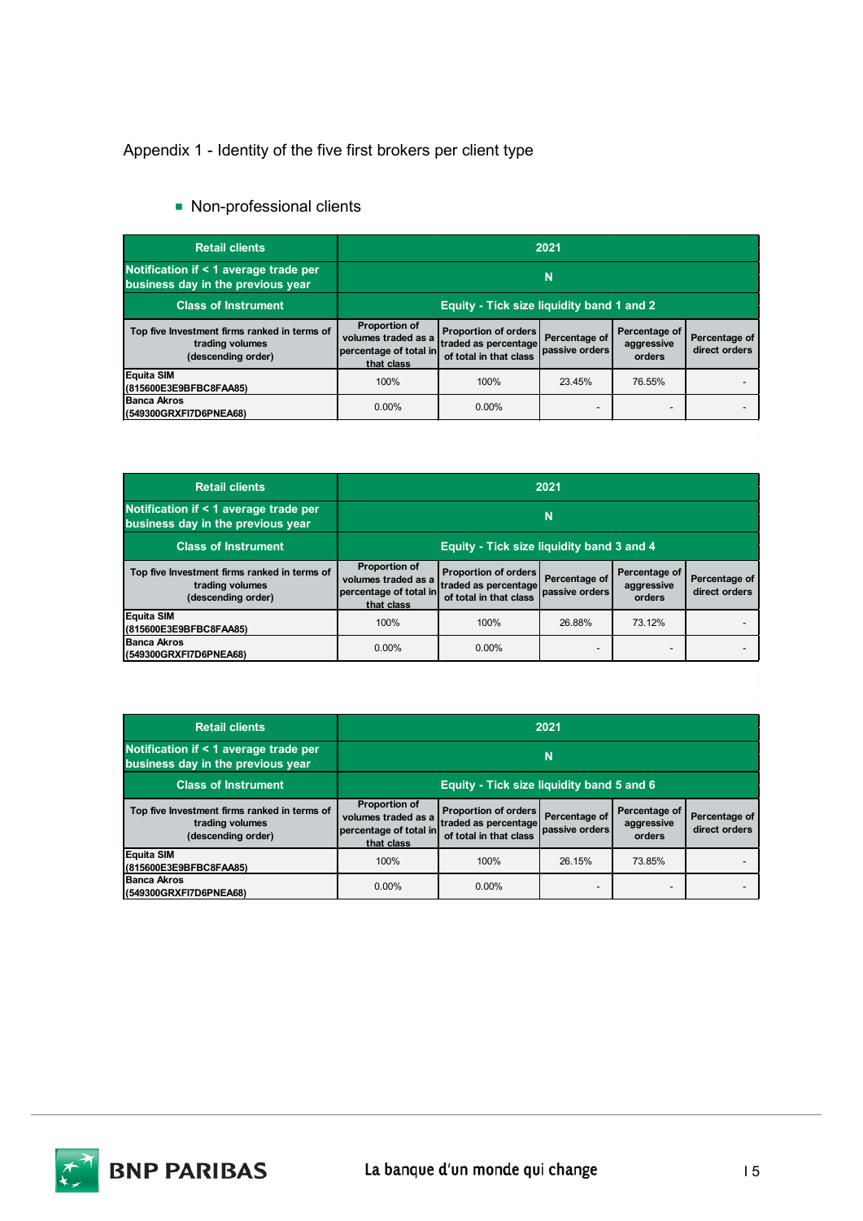Appendix 1 - Identity of the five first brokers per client type

- Non-professional clients

| Retail clients | 2021 | | | | |
|---|---|---|---|---|---|
| Notification if < 1 average trade per business day in the previous year | N | | | | |
| Class of Instrument | Equity - Tick size liquidity band 1 and 2 | | | | |
| Top five Investment firms ranked in terms of trading volumes (descending order) | Proportion of volumes traded as a percentage of total in that class | Proportion of orders traded as percentage of total in that class | Percentage of passive orders | Percentage of aggressive orders | Percentage of direct orders |
| Equita SIM (815600E3E9BFBC8FAA85) | 100% | 100% | 23.45% | 76.55% | - |
| Banca Akros (549300GRXFI7D6PNEA68) | 0.00% | 0.00% | - | - | - |

| Retail clients | 2021 | | | | |
|---|---|---|---|---|---|
| Notification if < 1 average trade per business day in the previous year | N | | | | |
| Class of Instrument | Equity - Tick size liquidity band 3 and 4 | | | | |
| Top five Investment firms ranked in terms of trading volumes (descending order) | Proportion of volumes traded as a percentage of total in that class | Proportion of orders traded as percentage of total in that class | Percentage of passive orders | Percentage of aggressive orders | Percentage of direct orders |
| Equita SIM (815600E3E9BFBC8FAA85) | 100% | 100% | 26.88% | 73.12% | - |
| Banca Akros (549300GRXFI7D6PNEA68) | 0.00% | 0.00% | - | - | - |

| Retail clients | 2021 | | | | |
|---|---|---|---|---|---|
| Notification if < 1 average trade per business day in the previous year | N | | | | |
| Class of Instrument | Equity - Tick size liquidity band 5 and 6 | | | | |
| Top five Investment firms ranked in terms of trading volumes (descending order) | Proportion of volumes traded as a percentage of total in that class | Proportion of orders traded as percentage of total in that class | Percentage of passive orders | Percentage of aggressive orders | Percentage of direct orders |
| Equita SIM (815600E3E9BFBC8FAA85) | 100% | 100% | 26.15% | 73.85% | - |
| Banca Akros (549300GRXFI7D6PNEA68) | 0.00% | 0.00% | - | - | - |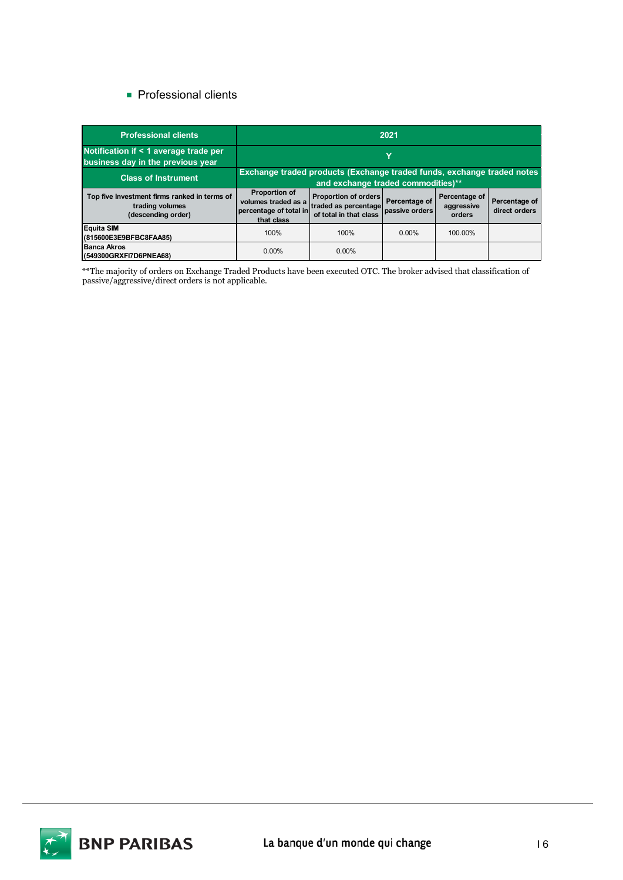- Professional clients

| Professional clients | 2021 | | | | |
|---|---|---|---|---|---|
| Notification if < 1 average trade per business day in the previous year | Y | | | | |
| Class of Instrument | Exchange traded products (Exchange traded funds, exchange traded notes and exchange traded commodities)** | | | | |
| Top five Investment firms ranked in terms of trading volumes (descending order) | Proportion of volumes traded as a percentage of total in that class | Proportion of orders traded as percentage of total in that class | Percentage of passive orders | Percentage of aggressive orders | Percentage of direct orders |
| Equita SIM (815600E3E9BFBC8FAA85) | 100% | 100% | 0.00% | 100.00% | |
| Banca Akros (549300GRXFI7D6PNEA68) | 0.00% | 0.00% | | | |

**The majority of orders on Exchange Traded Products have been executed OTC. The broker advised that classification of passive/aggressive/direct orders is not applicable.